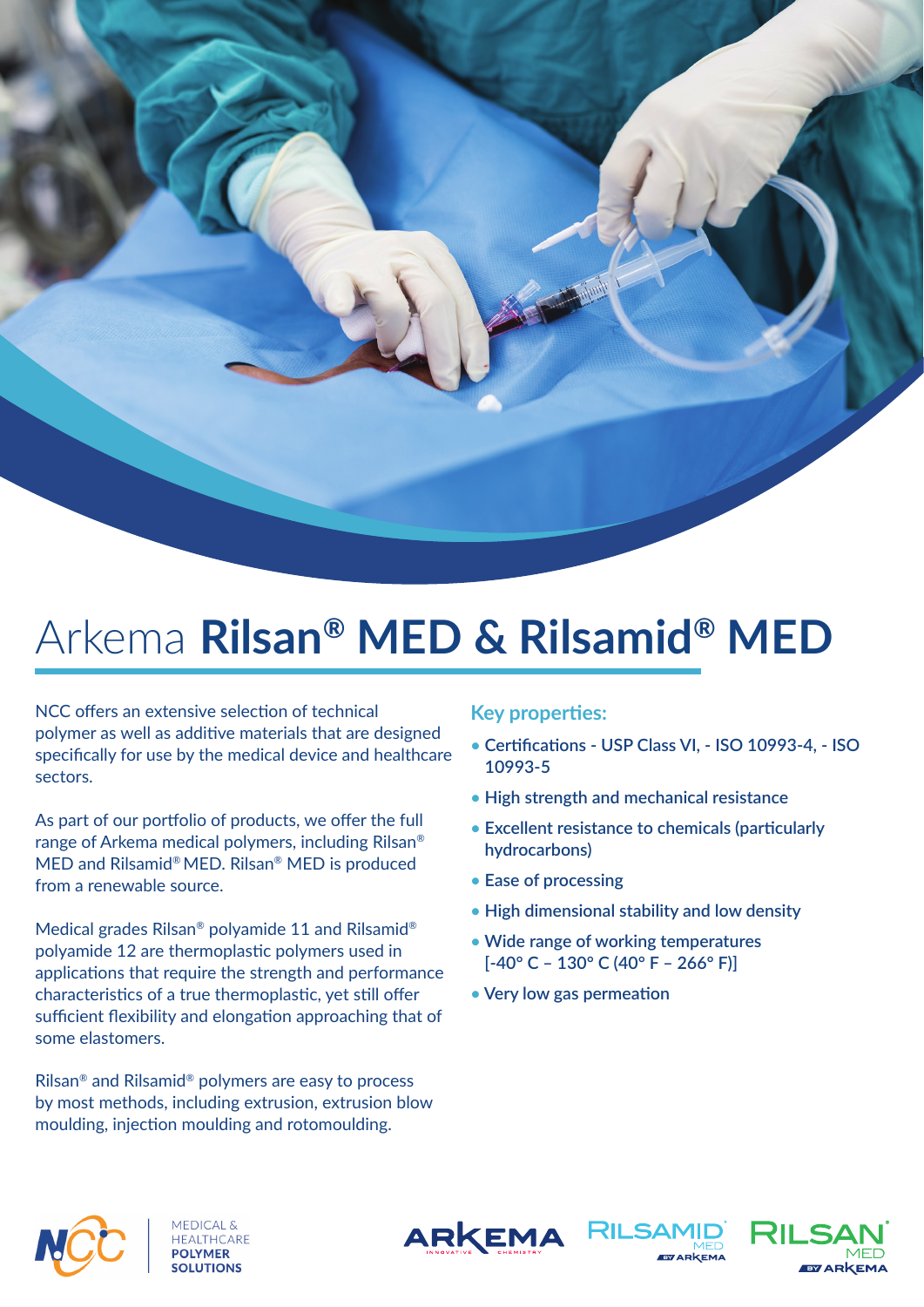# Arkema **Rilsan® MED & Rilsamid® MED**

NCC offers an extensive selection of technical polymer as well as additive materials that are designed specifically for use by the medical device and healthcare sectors.

As part of our portfolio of products, we offer the full range of Arkema medical polymers, including Rilsan® MED and Rilsamid® MED. Rilsan® MED is produced from a renewable source.

Medical grades Rilsan® polyamide 11 and Rilsamid® polyamide 12 are thermoplastic polymers used in applications that require the strength and performance characteristics of a true thermoplastic, yet still offer sufficient flexibility and elongation approaching that of some elastomers.

Rilsan® and Rilsamid® polymers are easy to process by most methods, including extrusion, extrusion blow moulding, injection moulding and rotomoulding.

## Key properties:

- **Certifications - USP Class VI, - ISO 10993-4, - ISO 10993-5**
- **High strength and mechanical resistance**
- **Excellent resistance to chemicals (particularly hydrocarbons)**
- **Ease of processing**
- **High dimensional stability and low density**
- **Wide range of working temperatures [-40° C – 130° C (40° F – 266° F)]**
- **Very low gas permeation**

MEDICAL & HEALTHCARE **POLYMER SOLUTIONS**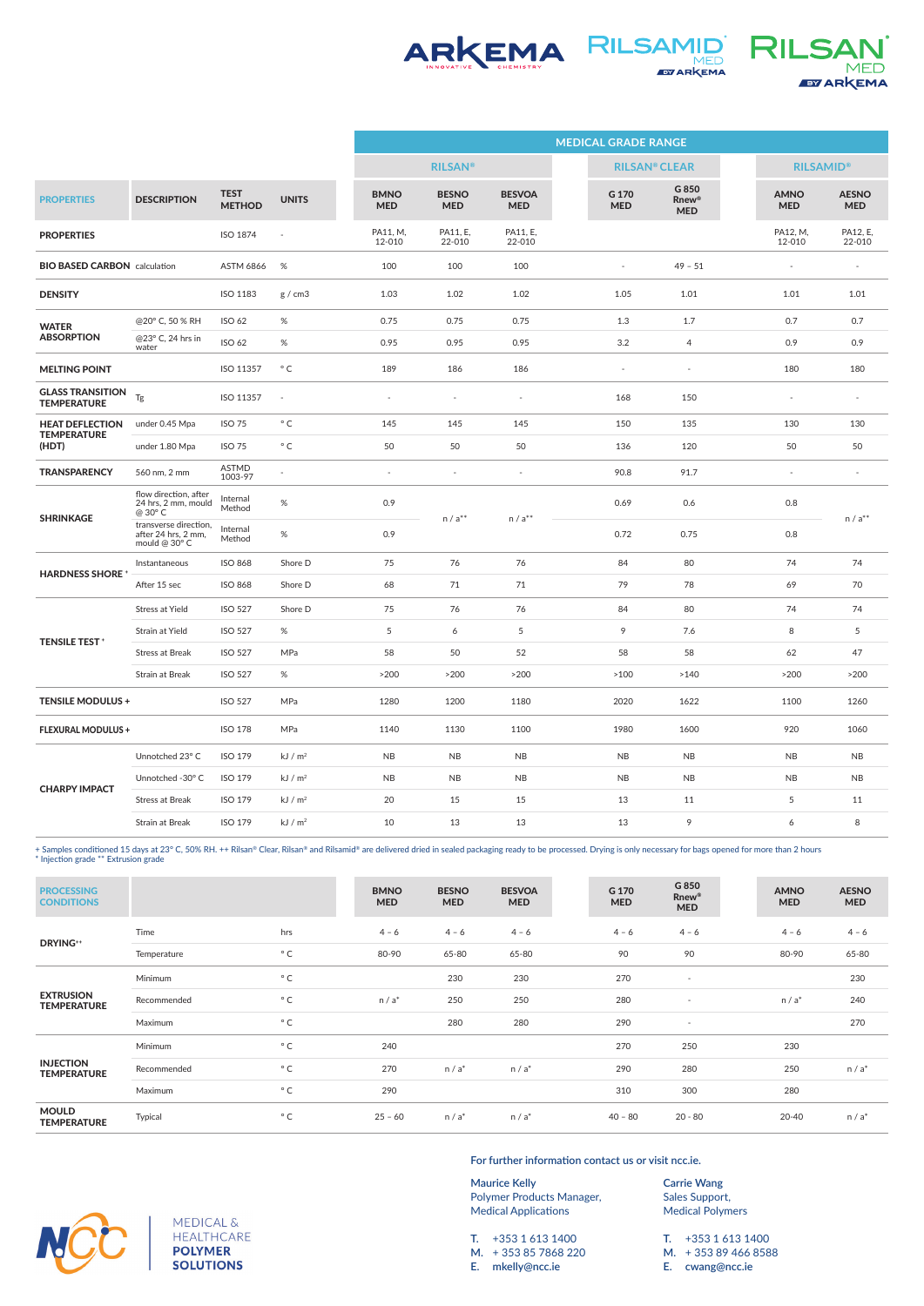ARKEMA INNOVATIVE CHEMISTRY | RILSAMID MED BY ARKEMA | RILSAN MED BY ARKEMA

| | | | | MEDICAL GRADE RANGE | | | | | | |
|---|---|---|---|---|---|---|---|---|---|---|
| | | | | RILSAN® | | | RILSAN® CLEAR | | RILSAMID® | |
| PROPERTIES | DESCRIPTION | TEST METHOD | UNITS | BMNO MED | BESNO MED | BESVOA MED | G 170 MED | G 850 Rnew® MED | AMNO MED | AESNO MED |
| PROPERTIES | | ISO 1874 | - | PA11, M, 12-010 | PA11, E, 22-010 | PA11, E, 22-010 | | | PA12, M, 12-010 | PA12, E, 22-010 |
| BIO BASED CARBON | calculation | ASTM 6866 | % | 100 | 100 | 100 | - | 49 – 51 | - | - |
| DENSITY | | ISO 1183 | g / cm3 | 1.03 | 1.02 | 1.02 | 1.05 | 1.01 | 1.01 | 1.01 |
| WATER ABSORPTION | @20° C, 50 % RH | ISO 62 | % | 0.75 | 0.75 | 0.75 | 1.3 | 1.7 | 0.7 | 0.7 |
| | @23° C, 24 hrs in water | ISO 62 | % | 0.95 | 0.95 | 0.95 | 3.2 | 4 | 0.9 | 0.9 |
| MELTING POINT | | ISO 11357 | ° C | 189 | 186 | 186 | - | - | 180 | 180 |
| GLASS TRANSITION TEMPERATURE | Tg | ISO 11357 | - | - | - | - | 168 | 150 | - | - |
| HEAT DEFLECTION TEMPERATURE (HDT) | under 0.45 Mpa | ISO 75 | ° C | 145 | 145 | 145 | 150 | 135 | 130 | 130 |
| | under 1.80 Mpa | ISO 75 | ° C | 50 | 50 | 50 | 136 | 120 | 50 | 50 |
| TRANSPARENCY | 560 nm, 2 mm | ASTMD 1003-97 | - | - | - | - | 90.8 | 91.7 | - | - |
| SHRINKAGE | flow direction, after 24 hrs, 2 mm, mould @ 30° C | Internal Method | % | 0.9 | n / a** | n / a** | 0.69 | 0.6 | 0.8 | n / a** |
| | transverse direction, after 24 hrs, 2 mm, mould @ 30° C | Internal Method | % | 0.9 | | | 0.72 | 0.75 | 0.8 | |
| HARDNESS SHORE + | Instantaneous | ISO 868 | Shore D | 75 | 76 | 76 | 84 | 80 | 74 | 74 |
| | After 15 sec | ISO 868 | Shore D | 68 | 71 | 71 | 79 | 78 | 69 | 70 |
| TENSILE TEST + | Stress at Yield | ISO 527 | Shore D | 75 | 76 | 76 | 84 | 80 | 74 | 74 |
| | Strain at Yield | ISO 527 | % | 5 | 6 | 5 | 9 | 7.6 | 8 | 5 |
| | Stress at Break | ISO 527 | MPa | 58 | 50 | 52 | 58 | 58 | 62 | 47 |
| | Strain at Break | ISO 527 | % | >200 | >200 | >200 | >100 | >140 | >200 | >200 |
| TENSILE MODULUS + | | ISO 527 | MPa | 1280 | 1200 | 1180 | 2020 | 1622 | 1100 | 1260 |
| FLEXURAL MODULUS + | | ISO 178 | MPa | 1140 | 1130 | 1100 | 1980 | 1600 | 920 | 1060 |
| CHARPY IMPACT | Unnotched 23° C | ISO 179 | kJ / m² | NB | NB | NB | NB | NB | NB | NB |
| | Unnotched -30° C | ISO 179 | kJ / m² | NB | NB | NB | NB | NB | NB | NB |
| | Stress at Break | ISO 179 | kJ / m² | 20 | 15 | 15 | 13 | 11 | 5 | 11 |
| | Strain at Break | ISO 179 | kJ / m² | 10 | 13 | 13 | 13 | 9 | 6 | 8 |

+ Samples conditioned 15 days at 23° C, 50% RH. ++ Rilsan® Clear, Rilsan® and Rilsamid® are delivered dried in sealed packaging ready to be processed. Drying is only necessary for bags opened for more than 2 hours
* Injection grade ** Extrusion grade

| PROCESSING CONDITIONS | | | BMNO MED | BESNO MED | BESVOA MED | G 170 MED | G 850 Rnew® MED | AMNO MED | AESNO MED |
|---|---|---|---|---|---|---|---|---|---|
| DRYING++ | Time | hrs | 4 – 6 | 4 – 6 | 4 – 6 | 4 – 6 | 4 – 6 | 4 – 6 | 4 – 6 |
| | Temperature | ° C | 80-90 | 65-80 | 65-80 | 90 | 90 | 80-90 | 65-80 |
| EXTRUSION TEMPERATURE | Minimum | ° C | n / a* | 230 | 230 | 270 | - | n / a* | 230 |
| | Recommended | ° C | | 250 | 250 | 280 | - | | 240 |
| | Maximum | ° C | | 280 | 280 | 290 | - | | 270 |
| INJECTION TEMPERATURE | Minimum | ° C | 240 | n / a* | n / a* | 270 | 250 | 230 | n / a* |
| | Recommended | ° C | 270 | | | 290 | 280 | 250 | |
| | Maximum | ° C | 290 | | | 310 | 300 | 280 | |
| MOULD TEMPERATURE | Typical | ° C | 25 – 60 | n / a* | n / a* | 40 – 80 | 20 - 80 | 20-40 | n / a* |

For further information contact us or visit ncc.ie.

Maurice Kelly
Polymer Products Manager,
Medical Applications

T. +353 1 613 1400
M. + 353 85 7868 220
E. mkelly@ncc.ie

Carrie Wang
Sales Support,
Medical Polymers

T. +353 1 613 1400
M. + 353 89 466 8588
E. cwang@ncc.ie

NCC MEDICAL & HEALTHCARE **POLYMER SOLUTIONS**